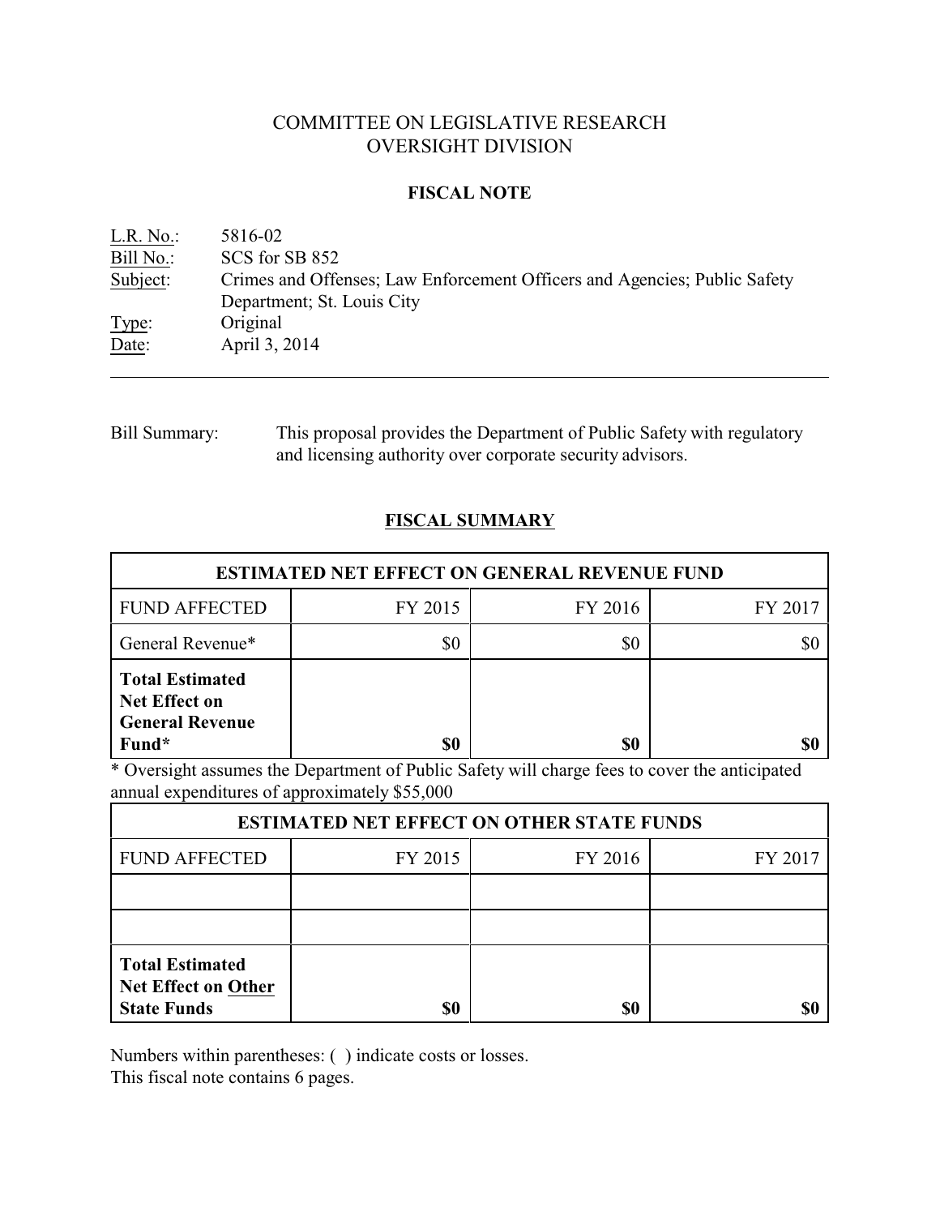# COMMITTEE ON LEGISLATIVE RESEARCH
# OVERSIGHT DIVISION

## FISCAL NOTE

L.R. No.: 5816-02
Bill No.: SCS for SB 852
Subject: Crimes and Offenses; Law Enforcement Officers and Agencies; Public Safety Department; St. Louis City
Type: Original
Date: April 3, 2014

---

Bill Summary: This proposal provides the Department of Public Safety with regulatory and licensing authority over corporate security advisors.

## FISCAL SUMMARY

| ESTIMATED NET EFFECT ON GENERAL REVENUE FUND | | | |
|---|---|---|---|
| FUND AFFECTED | FY 2015 | FY 2016 | FY 2017 |
| General Revenue* | $0 | $0 | $0 |
| **Total Estimated Net Effect on General Revenue Fund*** | **$0** | **$0** | **$0** |

* Oversight assumes the Department of Public Safety will charge fees to cover the anticipated annual expenditures of approximately $55,000

| ESTIMATED NET EFFECT ON OTHER STATE FUNDS | | | |
|---|---|---|---|
| FUND AFFECTED | FY 2015 | FY 2016 | FY 2017 |
| | | | |
| | | | |
| **Total Estimated Net Effect on Other State Funds** | **$0** | **$0** | **$0** |

Numbers within parentheses: ( ) indicate costs or losses.
This fiscal note contains 6 pages.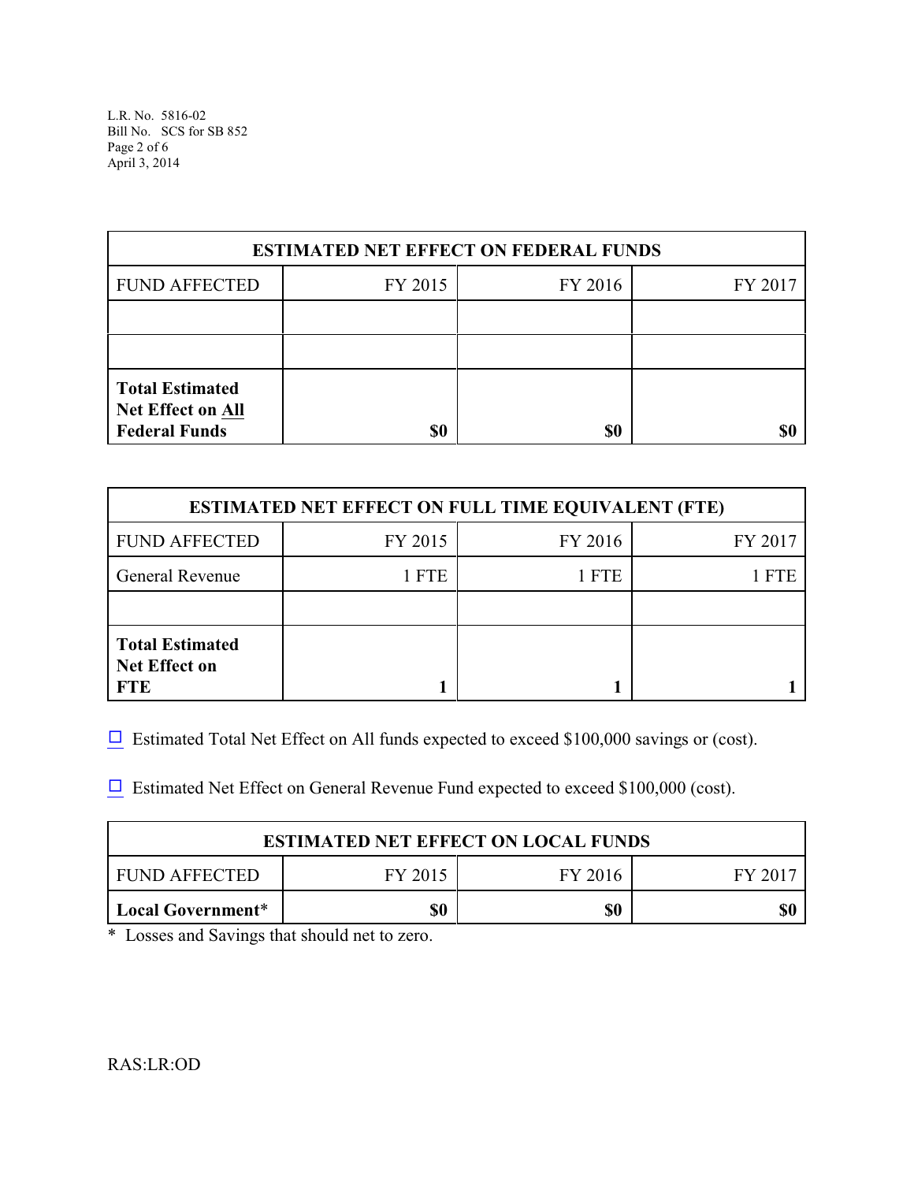| ESTIMATED NET EFFECT ON FEDERAL FUNDS | | | |
|---|---|---|---|
| FUND AFFECTED | FY 2015 | FY 2016 | FY 2017 |
| | | | |
| | | | |
| **Total Estimated Net Effect on All Federal Funds** | **$0** | **$0** | **$0** |

| ESTIMATED NET EFFECT ON FULL TIME EQUIVALENT (FTE) | | | |
|---|---|---|---|
| FUND AFFECTED | FY 2015 | FY 2016 | FY 2017 |
| General Revenue | 1 FTE | 1 FTE | 1 FTE |
| | | | |
| **Total Estimated Net Effect on FTE** | **1** | **1** | **1** |

☐ Estimated Total Net Effect on All funds expected to exceed $100,000 savings or (cost).

☐ Estimated Net Effect on General Revenue Fund expected to exceed $100,000 (cost).

| ESTIMATED NET EFFECT ON LOCAL FUNDS | | | |
|---|---|---|---|
| FUND AFFECTED | FY 2015 | FY 2016 | FY 2017 |
| **Local Government*** | **$0** | **$0** | **$0** |

* Losses and Savings that should net to zero.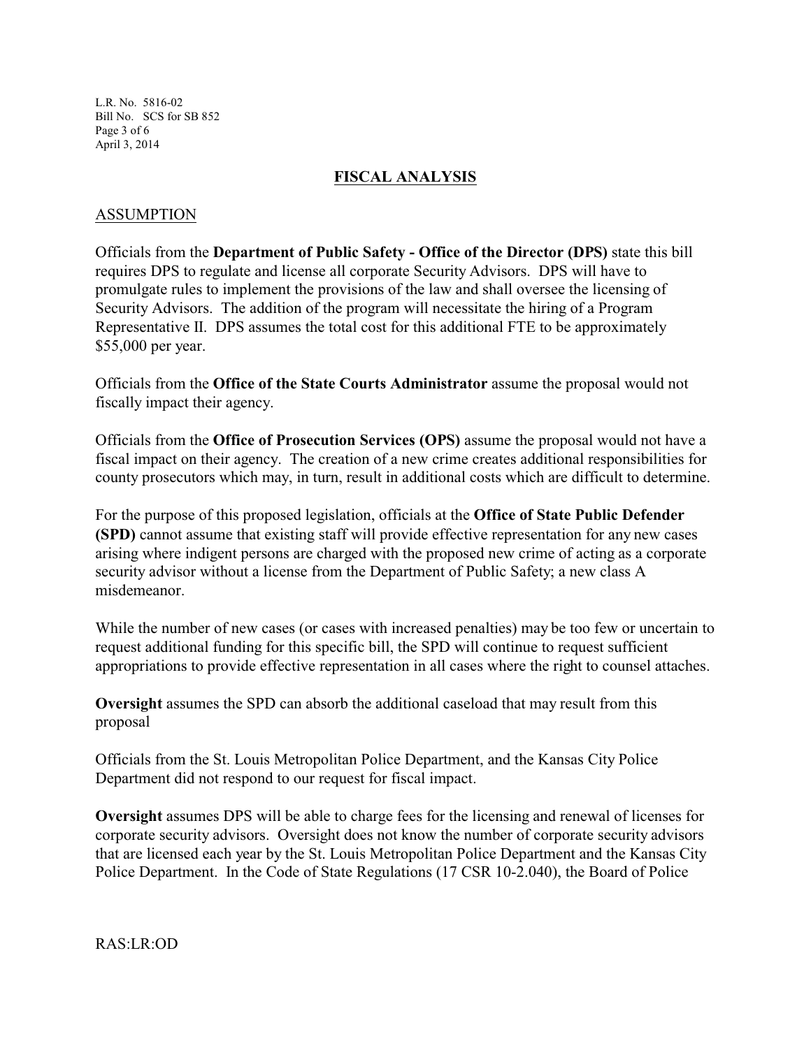## FISCAL ANALYSIS

### ASSUMPTION

Officials from the **Department of Public Safety - Office of the Director (DPS)** state this bill requires DPS to regulate and license all corporate Security Advisors. DPS will have to promulgate rules to implement the provisions of the law and shall oversee the licensing of Security Advisors. The addition of the program will necessitate the hiring of a Program Representative II. DPS assumes the total cost for this additional FTE to be approximately $55,000 per year.

Officials from the **Office of the State Courts Administrator** assume the proposal would not fiscally impact their agency.

Officials from the **Office of Prosecution Services (OPS)** assume the proposal would not have a fiscal impact on their agency. The creation of a new crime creates additional responsibilities for county prosecutors which may, in turn, result in additional costs which are difficult to determine.

For the purpose of this proposed legislation, officials at the **Office of State Public Defender (SPD)** cannot assume that existing staff will provide effective representation for any new cases arising where indigent persons are charged with the proposed new crime of acting as a corporate security advisor without a license from the Department of Public Safety; a new class A misdemeanor.

While the number of new cases (or cases with increased penalties) may be too few or uncertain to request additional funding for this specific bill, the SPD will continue to request sufficient appropriations to provide effective representation in all cases where the right to counsel attaches.

**Oversight** assumes the SPD can absorb the additional caseload that may result from this proposal

Officials from the St. Louis Metropolitan Police Department, and the Kansas City Police Department did not respond to our request for fiscal impact.

**Oversight** assumes DPS will be able to charge fees for the licensing and renewal of licenses for corporate security advisors. Oversight does not know the number of corporate security advisors that are licensed each year by the St. Louis Metropolitan Police Department and the Kansas City Police Department. In the Code of State Regulations (17 CSR 10-2.040), the Board of Police

RAS:LR:OD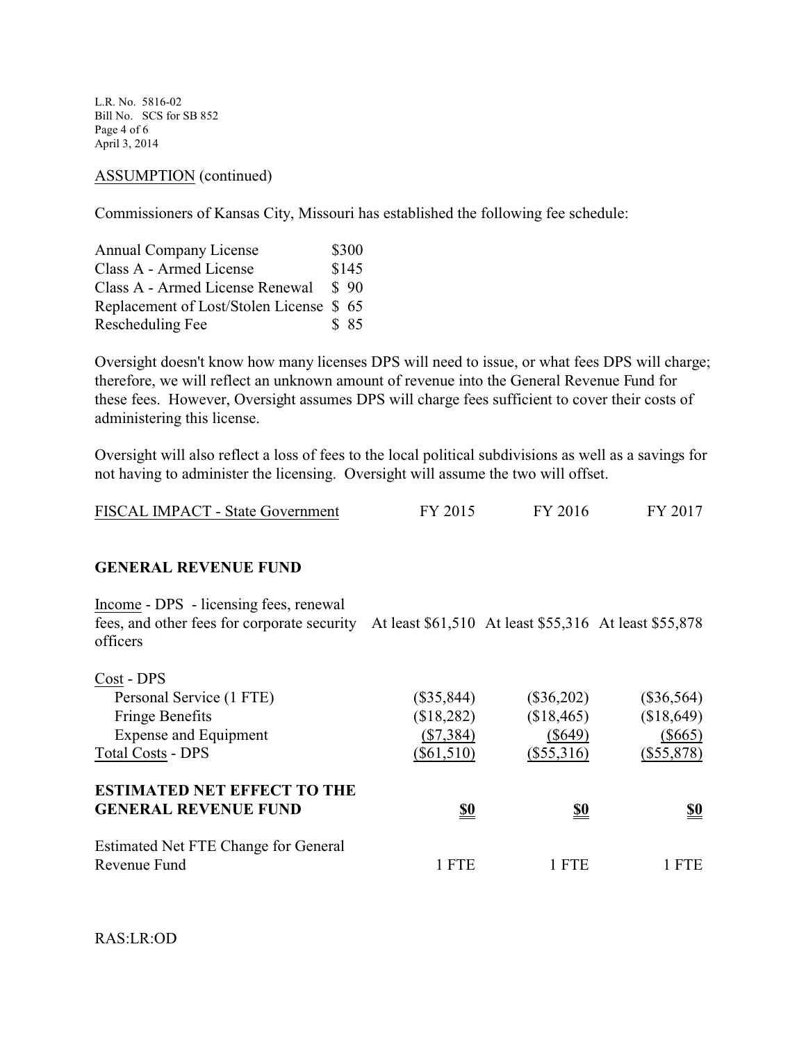ASSUMPTION (continued)

Commissioners of Kansas City, Missouri has established the following fee schedule:

| | |
|---|---|
| Annual Company License | $300 |
| Class A - Armed License | $145 |
| Class A - Armed License Renewal | $ 90 |
| Replacement of Lost/Stolen License | $ 65 |
| Rescheduling Fee | $ 85 |

Oversight doesn't know how many licenses DPS will need to issue, or what fees DPS will charge; therefore, we will reflect an unknown amount of revenue into the General Revenue Fund for these fees. However, Oversight assumes DPS will charge fees sufficient to cover their costs of administering this license.

Oversight will also reflect a loss of fees to the local political subdivisions as well as a savings for not having to administer the licensing. Oversight will assume the two will offset.

| FISCAL IMPACT - State Government | FY 2015 | FY 2016 | FY 2017 |
|---|---|---|---|
| **GENERAL REVENUE FUND** | | | |
| Income - DPS - licensing fees, renewal fees, and other fees for corporate security officers | At least $61,510 | At least $55,316 | At least $55,878 |
| Cost - DPS | | | |
| Personal Service (1 FTE) | ($35,844) | ($36,202) | ($36,564) |
| Fringe Benefits | ($18,282) | ($18,465) | ($18,649) |
| Expense and Equipment | ($7,384) | ($649) | ($665) |
| Total Costs - DPS | ($61,510) | ($55,316) | ($55,878) |
| **ESTIMATED NET EFFECT TO THE GENERAL REVENUE FUND** | **$0** | **$0** | **$0** |
| Estimated Net FTE Change for General Revenue Fund | 1 FTE | 1 FTE | 1 FTE |

RAS:LR:OD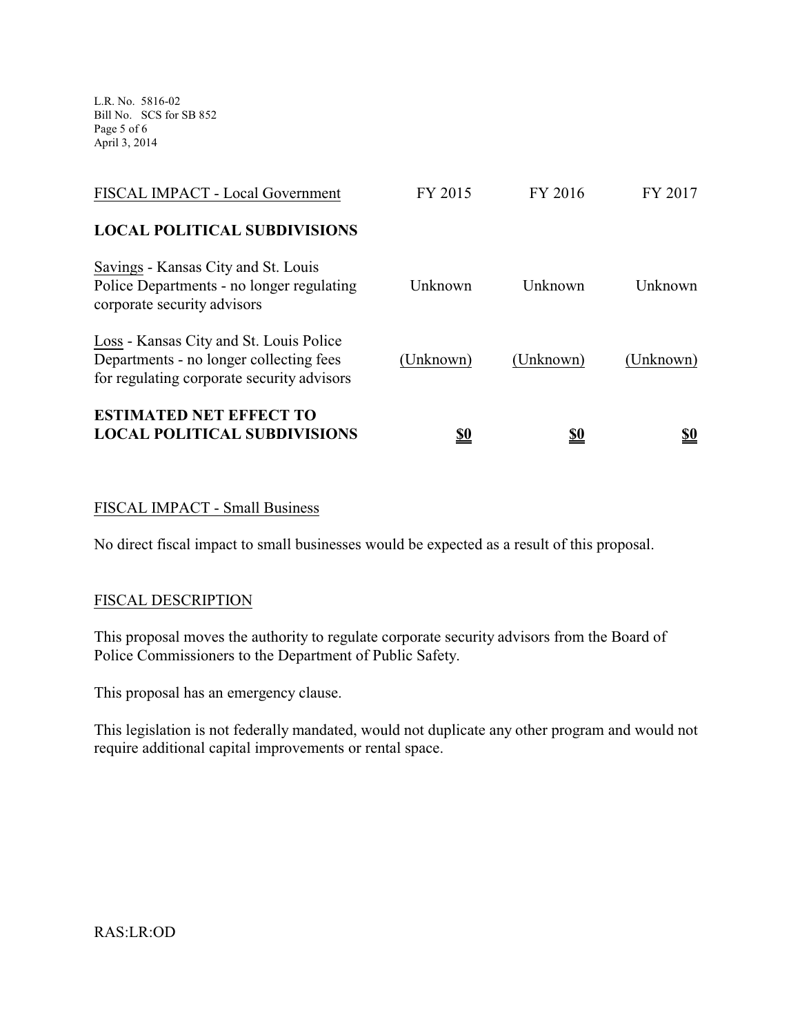| FISCAL IMPACT - Local Government | FY 2015 | FY 2016 | FY 2017 |
|---|---|---|---|
| **LOCAL POLITICAL SUBDIVISIONS** | | | |
| Savings - Kansas City and St. Louis Police Departments - no longer regulating corporate security advisors | Unknown | Unknown | Unknown |
| Loss - Kansas City and St. Louis Police Departments - no longer collecting fees for regulating corporate security advisors | (Unknown) | (Unknown) | (Unknown) |
| **ESTIMATED NET EFFECT TO LOCAL POLITICAL SUBDIVISIONS** | **$0** | **$0** | **$0** |

FISCAL IMPACT - Small Business

No direct fiscal impact to small businesses would be expected as a result of this proposal.

FISCAL DESCRIPTION

This proposal moves the authority to regulate corporate security advisors from the Board of Police Commissioners to the Department of Public Safety.

This proposal has an emergency clause.

This legislation is not federally mandated, would not duplicate any other program and would not require additional capital improvements or rental space.

RAS:LR:OD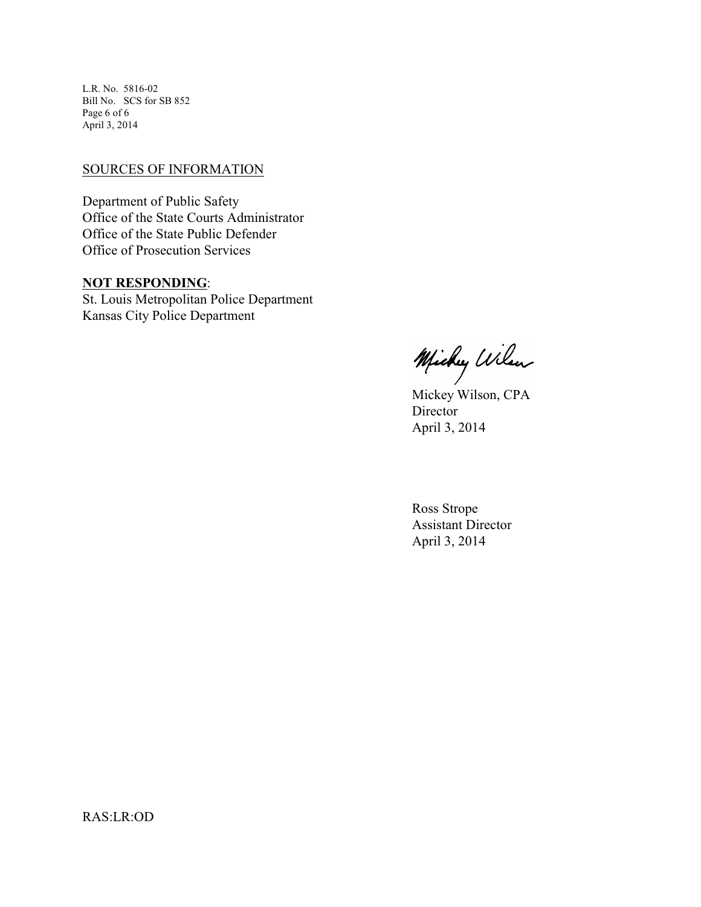## SOURCES OF INFORMATION

Department of Public Safety
Office of the State Courts Administrator
Office of the State Public Defender
Office of Prosecution Services

**NOT RESPONDING**:
St. Louis Metropolitan Police Department
Kansas City Police Department

Mickey Wilson, CPA
Director
April 3, 2014

Ross Strope
Assistant Director
April 3, 2014

RAS:LR:OD